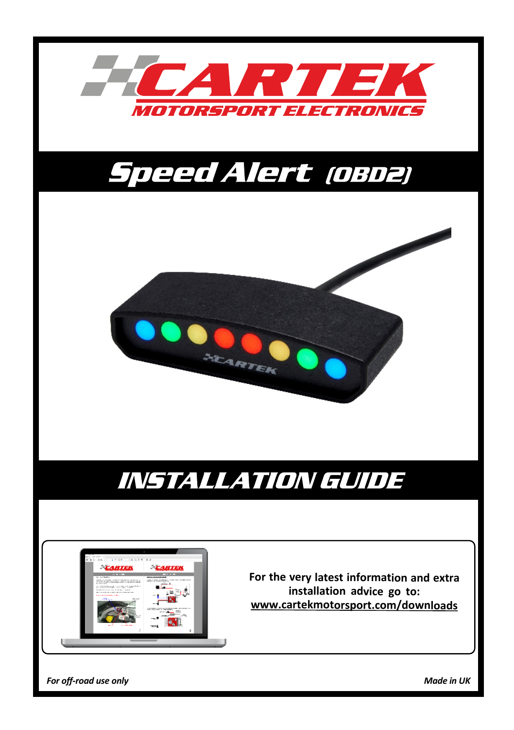# CARTEK

## MOTORSPORT ELECTRONICS

# Speed Alert (OBD2)

# INSTALLATION GUIDE

**For the very latest information and extra installation advice go to:**
**www.cartekmotorsport.com/downloads**

*For off-road use only*

*Made in UK*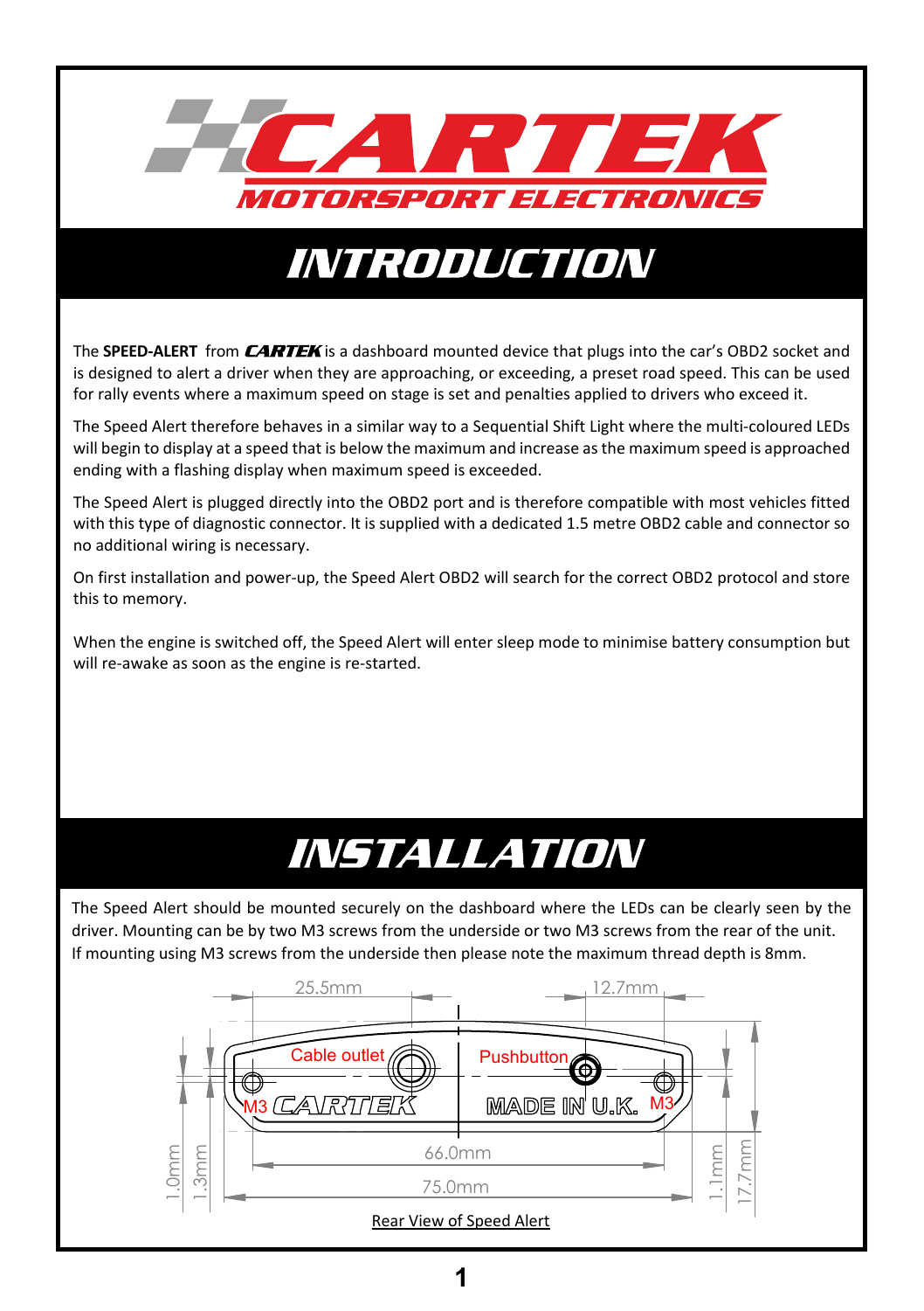# CARTEK

MOTORSPORT ELECTRONICS

## INTRODUCTION

The **SPEED-ALERT** from ***CARTEK*** is a dashboard mounted device that plugs into the car's OBD2 socket and is designed to alert a driver when they are approaching, or exceeding, a preset road speed. This can be used for rally events where a maximum speed on stage is set and penalties applied to drivers who exceed it.

The Speed Alert therefore behaves in a similar way to a Sequential Shift Light where the multi-coloured LEDs will begin to display at a speed that is below the maximum and increase as the maximum speed is approached ending with a flashing display when maximum speed is exceeded.

The Speed Alert is plugged directly into the OBD2 port and is therefore compatible with most vehicles fitted with this type of diagnostic connector. It is supplied with a dedicated 1.5 metre OBD2 cable and connector so no additional wiring is necessary.

On first installation and power-up, the Speed Alert OBD2 will search for the correct OBD2 protocol and store this to memory.

When the engine is switched off, the Speed Alert will enter sleep mode to minimise battery consumption but will re-awake as soon as the engine is re-started.

## INSTALLATION

The Speed Alert should be mounted securely on the dashboard where the LEDs can be clearly seen by the driver. Mounting can be by two M3 screws from the underside or two M3 screws from the rear of the unit. If mounting using M3 screws from the underside then please note the maximum thread depth is 8mm.

25.5mm 12.7mm

Cable outlet Pushbutton

M3 CARTEK MADE IN U.K. M3

1.0mm 1.3mm 66.0mm 75.0mm 1.1mm 17.7mm

Rear View of Speed Alert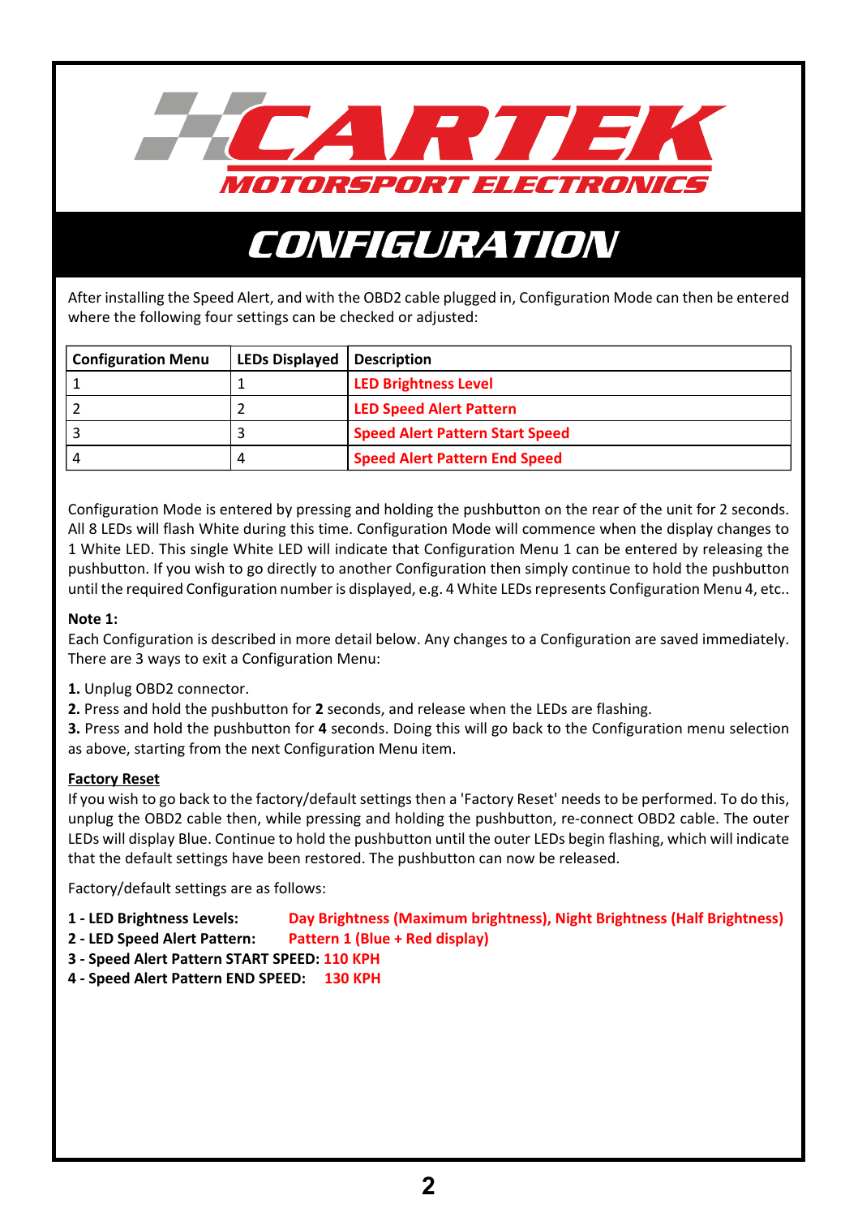# CARTEK

## MOTORSPORT ELECTRONICS

# CONFIGURATION

After installing the Speed Alert, and with the OBD2 cable plugged in, Configuration Mode can then be entered where the following four settings can be checked or adjusted:

| Configuration Menu | LEDs Displayed | Description |
|---|---|---|
| 1 | 1 | **LED Brightness Level** |
| 2 | 2 | **LED Speed Alert Pattern** |
| 3 | 3 | **Speed Alert Pattern Start Speed** |
| 4 | 4 | **Speed Alert Pattern End Speed** |

Configuration Mode is entered by pressing and holding the pushbutton on the rear of the unit for 2 seconds. All 8 LEDs will flash White during this time. Configuration Mode will commence when the display changes to 1 White LED. This single White LED will indicate that Configuration Menu 1 can be entered by releasing the pushbutton. If you wish to go directly to another Configuration then simply continue to hold the pushbutton until the required Configuration number is displayed, e.g. 4 White LEDs represents Configuration Menu 4, etc..

**Note 1:**
Each Configuration is described in more detail below. Any changes to a Configuration are saved immediately. There are 3 ways to exit a Configuration Menu:

**1.** Unplug OBD2 connector.
**2.** Press and hold the pushbutton for **2** seconds, and release when the LEDs are flashing.
**3.** Press and hold the pushbutton for **4** seconds. Doing this will go back to the Configuration menu selection as above, starting from the next Configuration Menu item.

**Factory Reset**

If you wish to go back to the factory/default settings then a 'Factory Reset' needs to be performed. To do this, unplug the OBD2 cable then, while pressing and holding the pushbutton, re-connect OBD2 cable. The outer LEDs will display Blue. Continue to hold the pushbutton until the outer LEDs begin flashing, which will indicate that the default settings have been restored. The pushbutton can now be released.

Factory/default settings are as follows:

**1 - LED Brightness Levels:** **Day Brightness (Maximum brightness), Night Brightness (Half Brightness)**
**2 - LED Speed Alert Pattern:** **Pattern 1 (Blue + Red display)**
**3 - Speed Alert Pattern START SPEED:** **110 KPH**
**4 - Speed Alert Pattern END SPEED:** **130 KPH**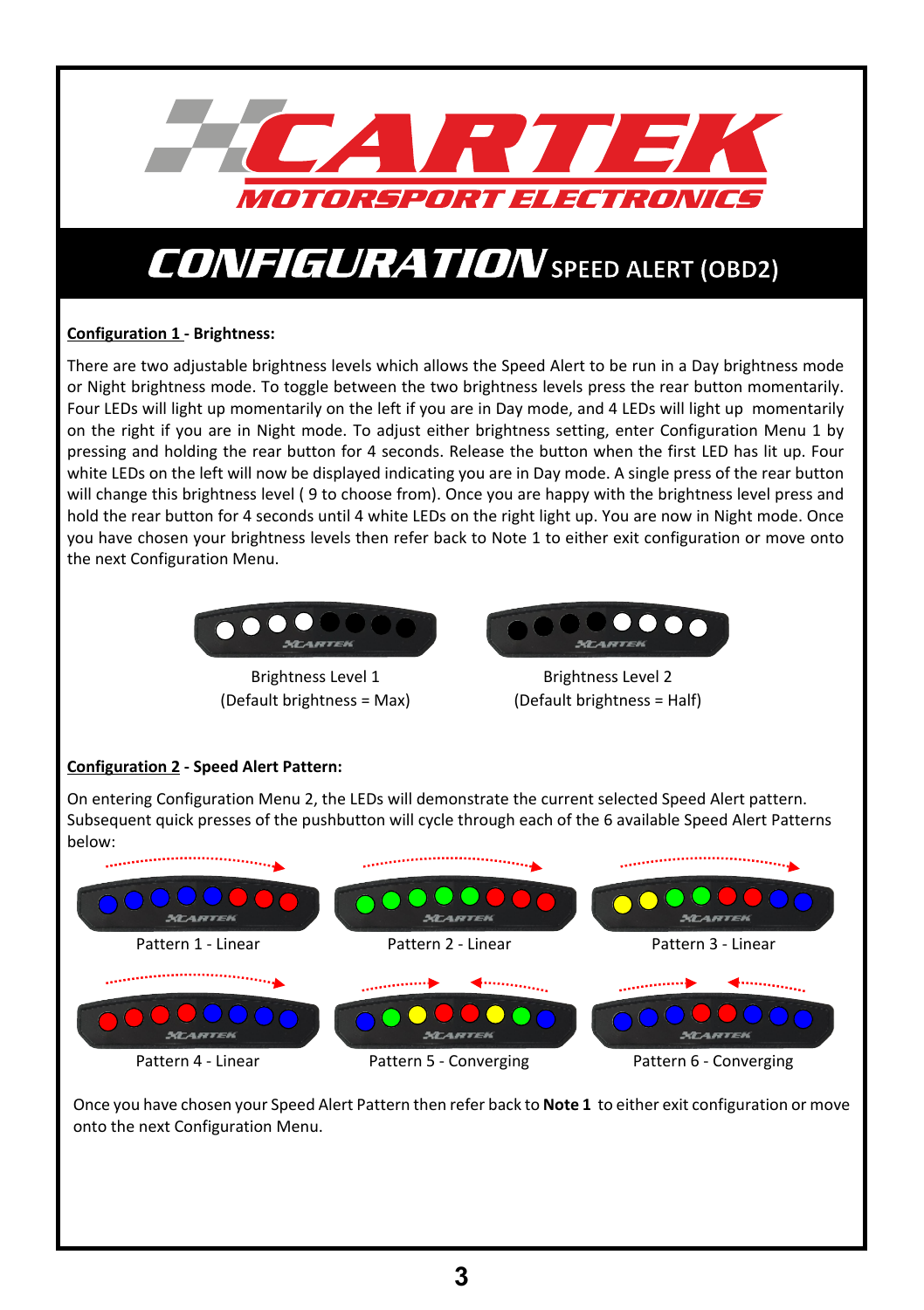# CONFIGURATION SPEED ALERT (OBD2)

**Configuration 1 - Brightness:**

There are two adjustable brightness levels which allows the Speed Alert to be run in a Day brightness mode or Night brightness mode. To toggle between the two brightness levels press the rear button momentarily. Four LEDs will light up momentarily on the left if you are in Day mode, and 4 LEDs will light up momentarily on the right if you are in Night mode. To adjust either brightness setting, enter Configuration Menu 1 by pressing and holding the rear button for 4 seconds. Release the button when the first LED has lit up. Four white LEDs on the left will now be displayed indicating you are in Day mode. A single press of the rear button will change this brightness level ( 9 to choose from). Once you are happy with the brightness level press and hold the rear button for 4 seconds until 4 white LEDs on the right light up. You are now in Night mode. Once you have chosen your brightness levels then refer back to Note 1 to either exit configuration or move onto the next Configuration Menu.

Brightness Level 1
(Default brightness = Max)

Brightness Level 2
(Default brightness = Half)

**Configuration 2 - Speed Alert Pattern:**

On entering Configuration Menu 2, the LEDs will demonstrate the current selected Speed Alert pattern. Subsequent quick presses of the pushbutton will cycle through each of the 6 available Speed Alert Patterns below:

Pattern 1 - Linear

Pattern 2 - Linear

Pattern 3 - Linear

Pattern 4 - Linear

Pattern 5 - Converging

Pattern 6 - Converging

Once you have chosen your Speed Alert Pattern then refer back to **Note 1** to either exit configuration or move onto the next Configuration Menu.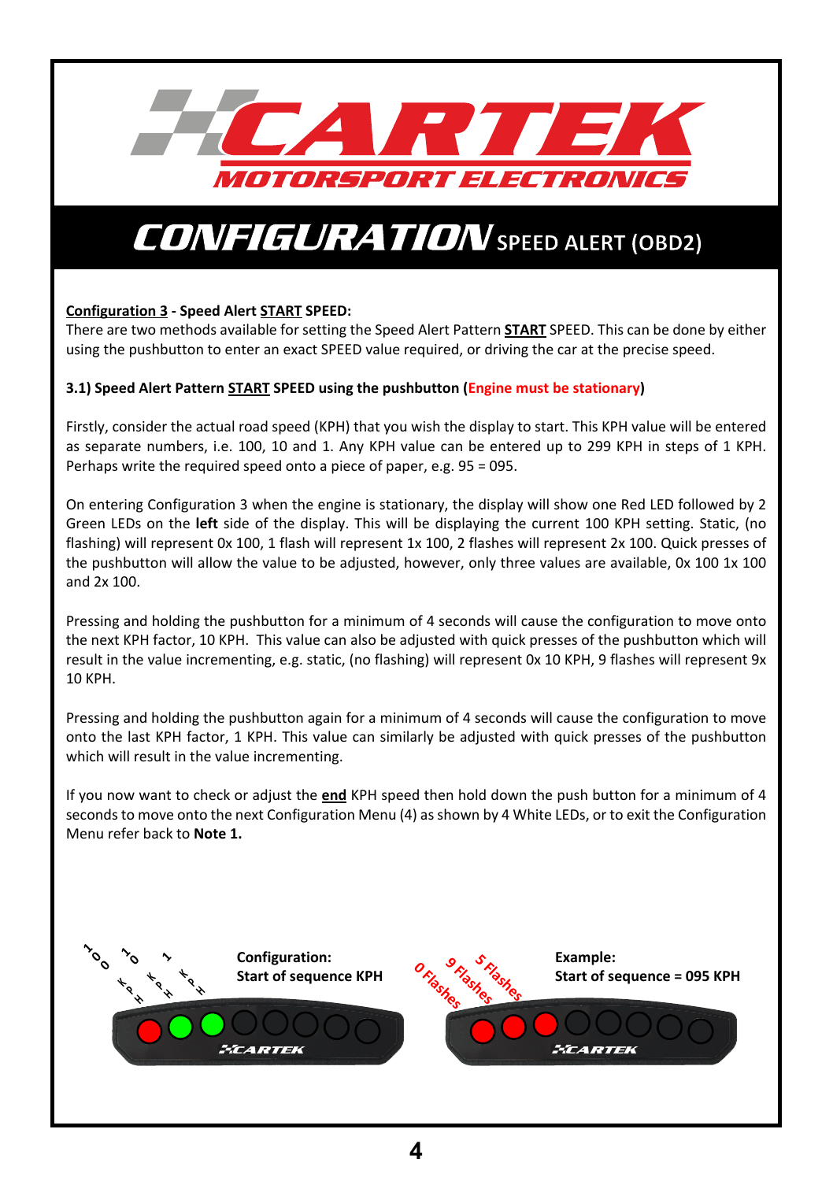# CONFIGURATION SPEED ALERT (OBD2)

**Configuration 3 - Speed Alert START SPEED:**
There are two methods available for setting the Speed Alert Pattern **START** SPEED. This can be done by either using the pushbutton to enter an exact SPEED value required, or driving the car at the precise speed.

**3.1) Speed Alert Pattern START SPEED using the pushbutton (Engine must be stationary)**

Firstly, consider the actual road speed (KPH) that you wish the display to start. This KPH value will be entered as separate numbers, i.e. 100, 10 and 1. Any KPH value can be entered up to 299 KPH in steps of 1 KPH. Perhaps write the required speed onto a piece of paper, e.g. 95 = 095.

On entering Configuration 3 when the engine is stationary, the display will show one Red LED followed by 2 Green LEDs on the **left** side of the display. This will be displaying the current 100 KPH setting. Static, (no flashing) will represent 0x 100, 1 flash will represent 1x 100, 2 flashes will represent 2x 100. Quick presses of the pushbutton will allow the value to be adjusted, however, only three values are available, 0x 100 1x 100 and 2x 100.

Pressing and holding the pushbutton for a minimum of 4 seconds will cause the configuration to move onto the next KPH factor, 10 KPH. This value can also be adjusted with quick presses of the pushbutton which will result in the value incrementing, e.g. static, (no flashing) will represent 0x 10 KPH, 9 flashes will represent 9x 10 KPH.

Pressing and holding the pushbutton again for a minimum of 4 seconds will cause the configuration to move onto the last KPH factor, 1 KPH. This value can similarly be adjusted with quick presses of the pushbutton which will result in the value incrementing.

If you now want to check or adjust the **end** KPH speed then hold down the push button for a minimum of 4 seconds to move onto the next Configuration Menu (4) as shown by 4 White LEDs, or to exit the Configuration Menu refer back to **Note 1.**

100 KPH, 10 KPH, 1 KPH

**Configuration:**
**Start of sequence KPH**

0 Flashes, 9 Flashes, 5 Flashes

**Example:**
**Start of sequence = 095 KPH**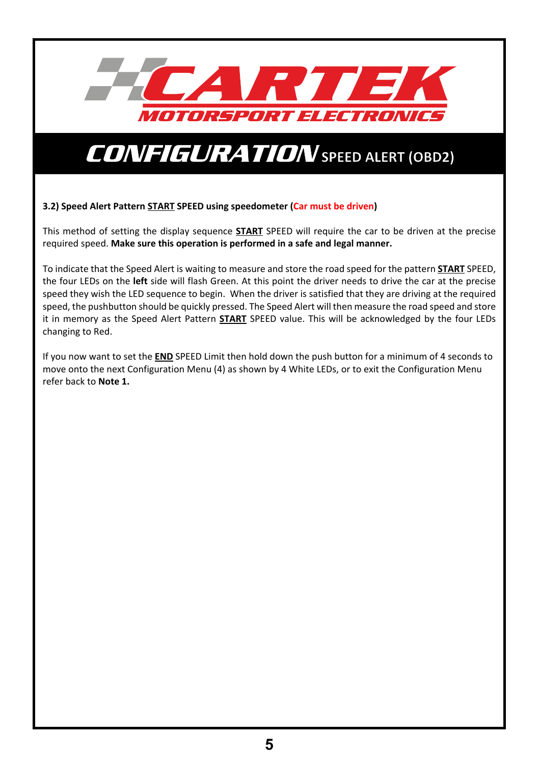# CONFIGURATION SPEED ALERT (OBD2)

**3.2) Speed Alert Pattern <u>START</u> SPEED using speedometer (Car must be driven)**

This method of setting the display sequence **<u>START</u>** SPEED will require the car to be driven at the precise required speed. **Make sure this operation is performed in a safe and legal manner.**

To indicate that the Speed Alert is waiting to measure and store the road speed for the pattern **<u>START</u>** SPEED, the four LEDs on the **left** side will flash Green. At this point the driver needs to drive the car at the precise speed they wish the LED sequence to begin. When the driver is satisfied that they are driving at the required speed, the pushbutton should be quickly pressed. The Speed Alert will then measure the road speed and store it in memory as the Speed Alert Pattern **<u>START</u>** SPEED value. This will be acknowledged by the four LEDs changing to Red.

If you now want to set the **<u>END</u>** SPEED Limit then hold down the push button for a minimum of 4 seconds to move onto the next Configuration Menu (4) as shown by 4 White LEDs, or to exit the Configuration Menu refer back to **Note 1.**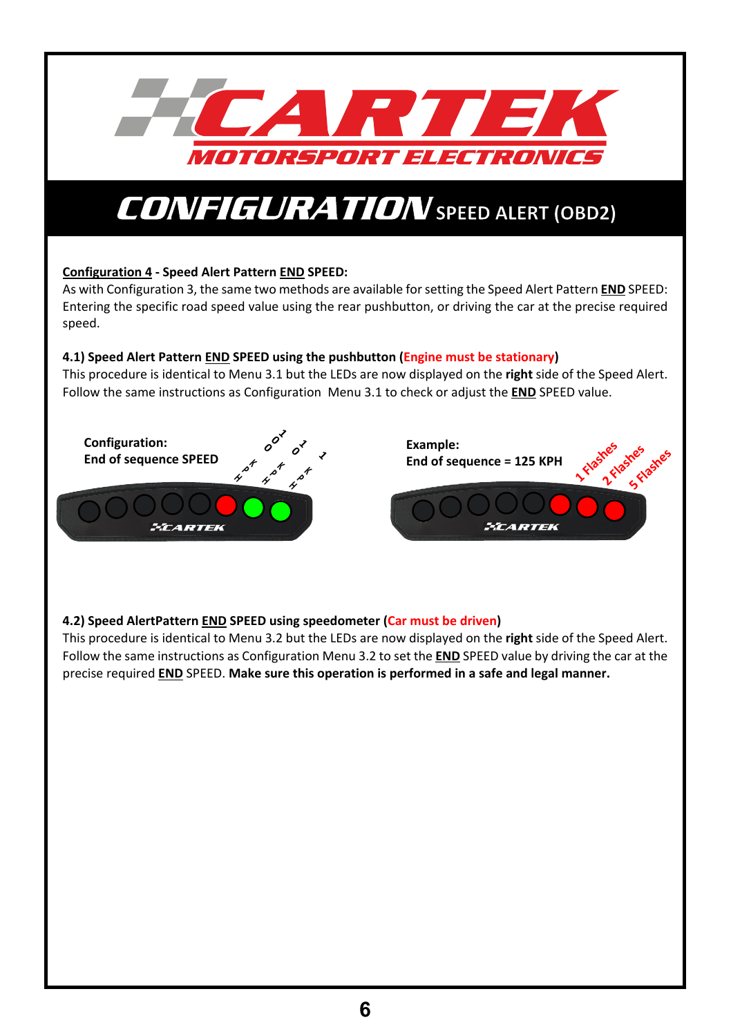# CARTEK MOTORSPORT ELECTRONICS

## CONFIGURATION SPEED ALERT (OBD2)

**<u>Configuration 4</u> - Speed Alert Pattern <u>END</u> SPEED:**
As with Configuration 3, the same two methods are available for setting the Speed Alert Pattern **<u>END</u>** SPEED: Entering the specific road speed value using the rear pushbutton, or driving the car at the precise required speed.

**4.1) Speed Alert Pattern <u>END</u> SPEED using the pushbutton (Engine must be stationary)**
This procedure is identical to Menu 3.1 but the LEDs are now displayed on the **right** side of the Speed Alert. Follow the same instructions as Configuration Menu 3.1 to check or adjust the **<u>END</u>** SPEED value.

**Configuration:**
**End of sequence SPEED**

100 KPH, 10 KPH, 1 KPH

**Example:**
**End of sequence = 125 KPH**

1 Flashes, 2 Flashes, 5 Flashes

**4.2) Speed AlertPattern <u>END</u> SPEED using speedometer (Car must be driven)**
This procedure is identical to Menu 3.2 but the LEDs are now displayed on the **right** side of the Speed Alert. Follow the same instructions as Configuration Menu 3.2 to set the **<u>END</u>** SPEED value by driving the car at the precise required **<u>END</u>** SPEED. **Make sure this operation is performed in a safe and legal manner.**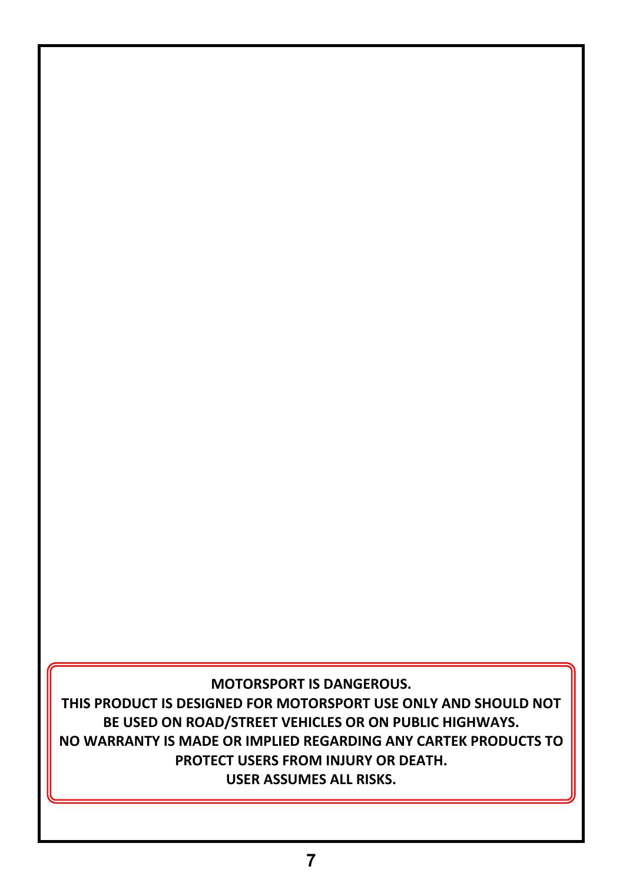**MOTORSPORT IS DANGEROUS.**
**THIS PRODUCT IS DESIGNED FOR MOTORSPORT USE ONLY AND SHOULD NOT BE USED ON ROAD/STREET VEHICLES OR ON PUBLIC HIGHWAYS.**
**NO WARRANTY IS MADE OR IMPLIED REGARDING ANY CARTEK PRODUCTS TO PROTECT USERS FROM INJURY OR DEATH.**
**USER ASSUMES ALL RISKS.**